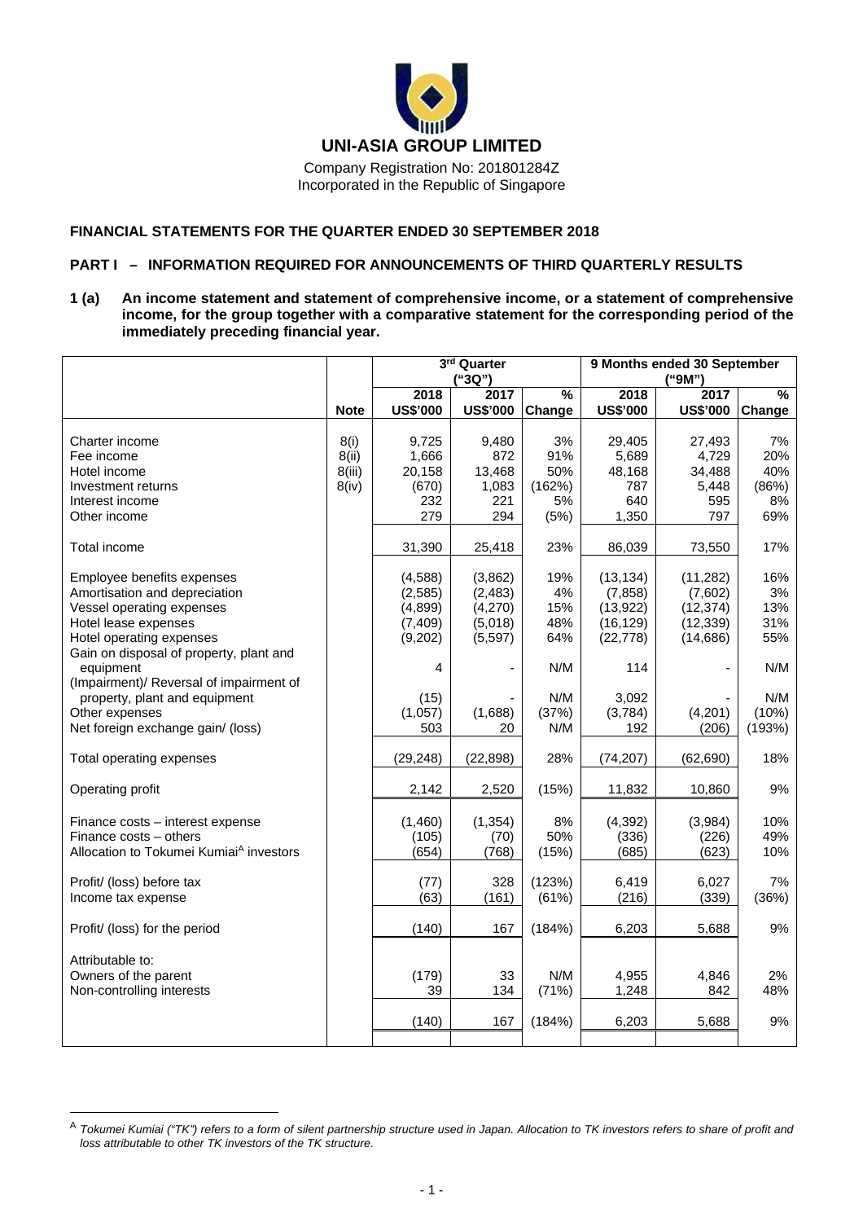# UNI-ASIA GROUP LIMITED

Company Registration No: 201801284Z
Incorporated in the Republic of Singapore

## FINANCIAL STATEMENTS FOR THE QUARTER ENDED 30 SEPTEMBER 2018

## PART I – INFORMATION REQUIRED FOR ANNOUNCEMENTS OF THIRD QUARTERLY RESULTS

**1 (a) An income statement and statement of comprehensive income, or a statement of comprehensive income, for the group together with a comparative statement for the corresponding period of the immediately preceding financial year.**

| | | 3rd Quarter ("3Q") | | | 9 Months ended 30 September ("9M") | | |
|---|---|---|---|---|---|---|---|
| | **Note** | **2018 US$'000** | **2017 US$'000** | **% Change** | **2018 US$'000** | **2017 US$'000** | **% Change** |
| Charter income | 8(i) | 9,725 | 9,480 | 3% | 29,405 | 27,493 | 7% |
| Fee income | 8(ii) | 1,666 | 872 | 91% | 5,689 | 4,729 | 20% |
| Hotel income | 8(iii) | 20,158 | 13,468 | 50% | 48,168 | 34,488 | 40% |
| Investment returns | 8(iv) | (670) | 1,083 | (162%) | 787 | 5,448 | (86%) |
| Interest income | | 232 | 221 | 5% | 640 | 595 | 8% |
| Other income | | 279 | 294 | (5%) | 1,350 | 797 | 69% |
| Total income | | 31,390 | 25,418 | 23% | 86,039 | 73,550 | 17% |
| Employee benefits expenses | | (4,588) | (3,862) | 19% | (13,134) | (11,282) | 16% |
| Amortisation and depreciation | | (2,585) | (2,483) | 4% | (7,858) | (7,602) | 3% |
| Vessel operating expenses | | (4,899) | (4,270) | 15% | (13,922) | (12,374) | 13% |
| Hotel lease expenses | | (7,409) | (5,018) | 48% | (16,129) | (12,339) | 31% |
| Hotel operating expenses | | (9,202) | (5,597) | 64% | (22,778) | (14,686) | 55% |
| Gain on disposal of property, plant and equipment | | 4 | - | N/M | 114 | - | N/M |
| (Impairment)/ Reversal of impairment of property, plant and equipment | | (15) | - | N/M | 3,092 | - | N/M |
| Other expenses | | (1,057) | (1,688) | (37%) | (3,784) | (4,201) | (10%) |
| Net foreign exchange gain/ (loss) | | 503 | 20 | N/M | 192 | (206) | (193%) |
| Total operating expenses | | (29,248) | (22,898) | 28% | (74,207) | (62,690) | 18% |
| Operating profit | | 2,142 | 2,520 | (15%) | 11,832 | 10,860 | 9% |
| Finance costs – interest expense | | (1,460) | (1,354) | 8% | (4,392) | (3,984) | 10% |
| Finance costs – others | | (105) | (70) | 50% | (336) | (226) | 49% |
| Allocation to Tokumei Kumiai[A] investors | | (654) | (768) | (15%) | (685) | (623) | 10% |
| Profit/ (loss) before tax | | (77) | 328 | (123%) | 6,419 | 6,027 | 7% |
| Income tax expense | | (63) | (161) | (61%) | (216) | (339) | (36%) |
| Profit/ (loss) for the period | | (140) | 167 | (184%) | 6,203 | 5,688 | 9% |
| Attributable to: | | | | | | | |
| Owners of the parent | | (179) | 33 | N/M | 4,955 | 4,846 | 2% |
| Non-controlling interests | | 39 | 134 | (71%) | 1,248 | 842 | 48% |
| | | (140) | 167 | (184%) | 6,203 | 5,688 | 9% |

[A] *Tokumei Kumiai ("TK") refers to a form of silent partnership structure used in Japan. Allocation to TK investors refers to share of profit and loss attributable to other TK investors of the TK structure.*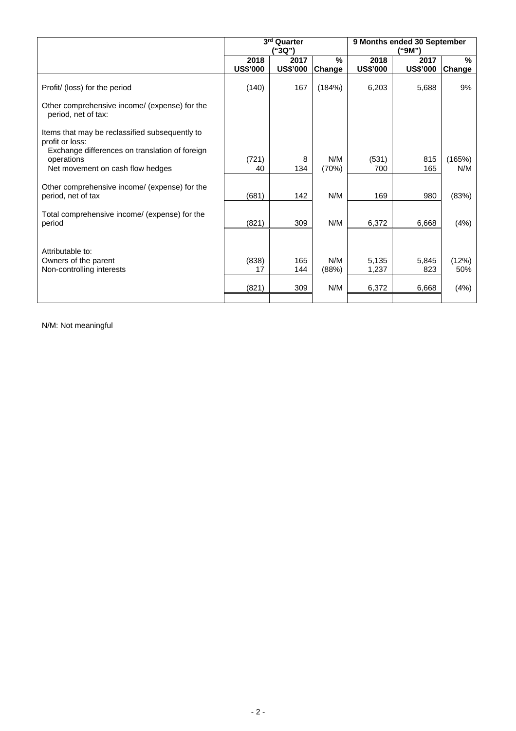| | 3rd Quarter ("3Q") | | | 9 Months ended 30 September ("9M") | | |
|---|---|---|---|---|---|---|
| | 2018 US$'000 | 2017 US$'000 | % Change | 2018 US$'000 | 2017 US$'000 | % Change |
| Profit/ (loss) for the period | (140) | 167 | (184%) | 6,203 | 5,688 | 9% |
| Other comprehensive income/ (expense) for the period, net of tax: | | | | | | |
| Items that may be reclassified subsequently to profit or loss: | | | | | | |
| Exchange differences on translation of foreign operations | (721) | 8 | N/M | (531) | 815 | (165%) |
| Net movement on cash flow hedges | 40 | 134 | (70%) | 700 | 165 | N/M |
| Other comprehensive income/ (expense) for the period, net of tax | (681) | 142 | N/M | 169 | 980 | (83%) |
| Total comprehensive income/ (expense) for the period | (821) | 309 | N/M | 6,372 | 6,668 | (4%) |
| Attributable to: | | | | | | |
| Owners of the parent | (838) | 165 | N/M | 5,135 | 5,845 | (12%) |
| Non-controlling interests | 17 | 144 | (88%) | 1,237 | 823 | 50% |
| | (821) | 309 | N/M | 6,372 | 6,668 | (4%) |

N/M: Not meaningful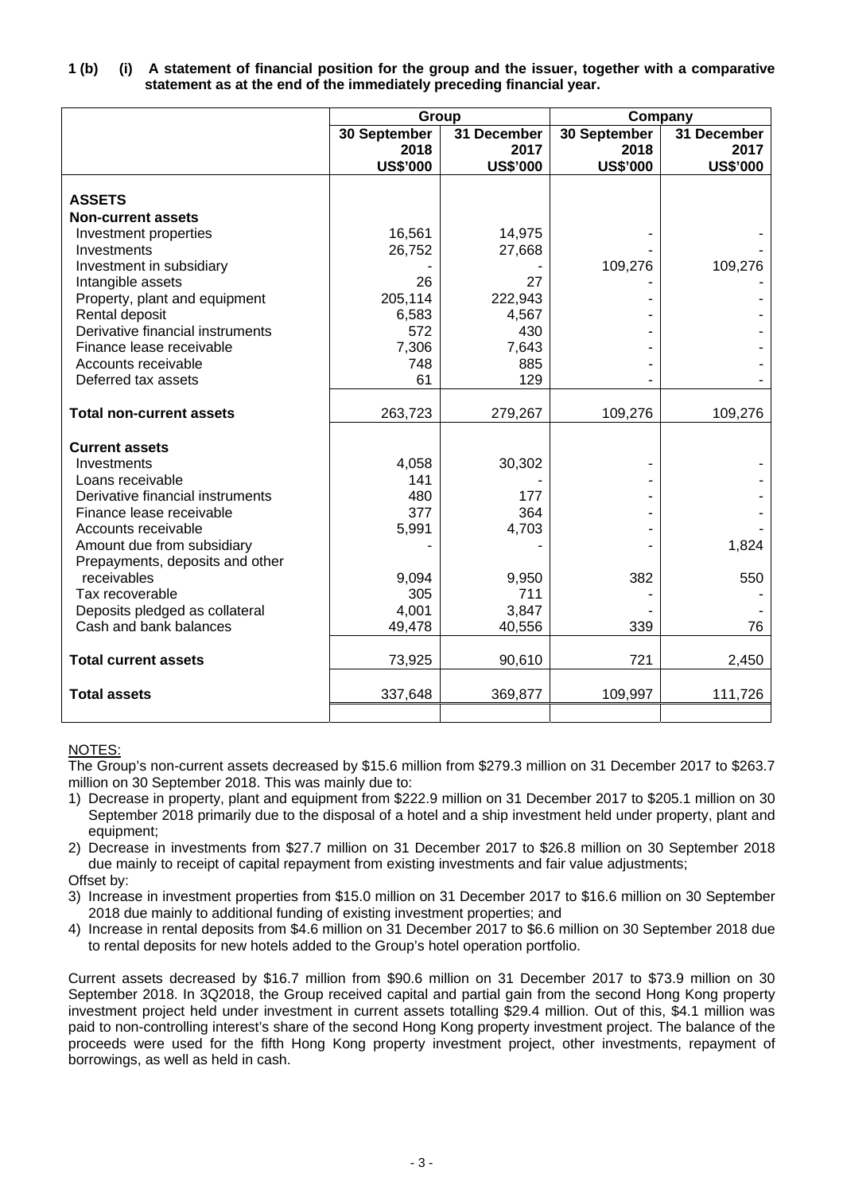**1 (b) (i) A statement of financial position for the group and the issuer, together with a comparative statement as at the end of the immediately preceding financial year.**

| | Group | | Company | |
|---|---|---|---|---|
| | 30 September 2018 US$'000 | 31 December 2017 US$'000 | 30 September 2018 US$'000 | 31 December 2017 US$'000 |
| **ASSETS** | | | | |
| **Non-current assets** | | | | |
| Investment properties | 16,561 | 14,975 | - | - |
| Investments | 26,752 | 27,668 | - | - |
| Investment in subsidiary | - | - | 109,276 | 109,276 |
| Intangible assets | 26 | 27 | - | - |
| Property, plant and equipment | 205,114 | 222,943 | - | - |
| Rental deposit | 6,583 | 4,567 | - | - |
| Derivative financial instruments | 572 | 430 | - | - |
| Finance lease receivable | 7,306 | 7,643 | - | - |
| Accounts receivable | 748 | 885 | - | - |
| Deferred tax assets | 61 | 129 | - | - |
| **Total non-current assets** | 263,723 | 279,267 | 109,276 | 109,276 |
| **Current assets** | | | | |
| Investments | 4,058 | 30,302 | - | - |
| Loans receivable | 141 | - | - | - |
| Derivative financial instruments | 480 | 177 | - | - |
| Finance lease receivable | 377 | 364 | - | - |
| Accounts receivable | 5,991 | 4,703 | - | - |
| Amount due from subsidiary | - | - | - | 1,824 |
| Prepayments, deposits and other receivables | 9,094 | 9,950 | 382 | 550 |
| Tax recoverable | 305 | 711 | - | - |
| Deposits pledged as collateral | 4,001 | 3,847 | - | - |
| Cash and bank balances | 49,478 | 40,556 | 339 | 76 |
| **Total current assets** | 73,925 | 90,610 | 721 | 2,450 |
| **Total assets** | 337,648 | 369,877 | 109,997 | 111,726 |

NOTES:

The Group's non-current assets decreased by $15.6 million from $279.3 million on 31 December 2017 to $263.7 million on 30 September 2018. This was mainly due to:

1) Decrease in property, plant and equipment from $222.9 million on 31 December 2017 to $205.1 million on 30 September 2018 primarily due to the disposal of a hotel and a ship investment held under property, plant and equipment;
2) Decrease in investments from $27.7 million on 31 December 2017 to $26.8 million on 30 September 2018 due mainly to receipt of capital repayment from existing investments and fair value adjustments;

Offset by:

3) Increase in investment properties from $15.0 million on 31 December 2017 to $16.6 million on 30 September 2018 due mainly to additional funding of existing investment properties; and
4) Increase in rental deposits from $4.6 million on 31 December 2017 to $6.6 million on 30 September 2018 due to rental deposits for new hotels added to the Group's hotel operation portfolio.

Current assets decreased by $16.7 million from $90.6 million on 31 December 2017 to $73.9 million on 30 September 2018. In 3Q2018, the Group received capital and partial gain from the second Hong Kong property investment project held under investment in current assets totalling $29.4 million. Out of this, $4.1 million was paid to non-controlling interest's share of the second Hong Kong property investment project. The balance of the proceeds were used for the fifth Hong Kong property investment project, other investments, repayment of borrowings, as well as held in cash.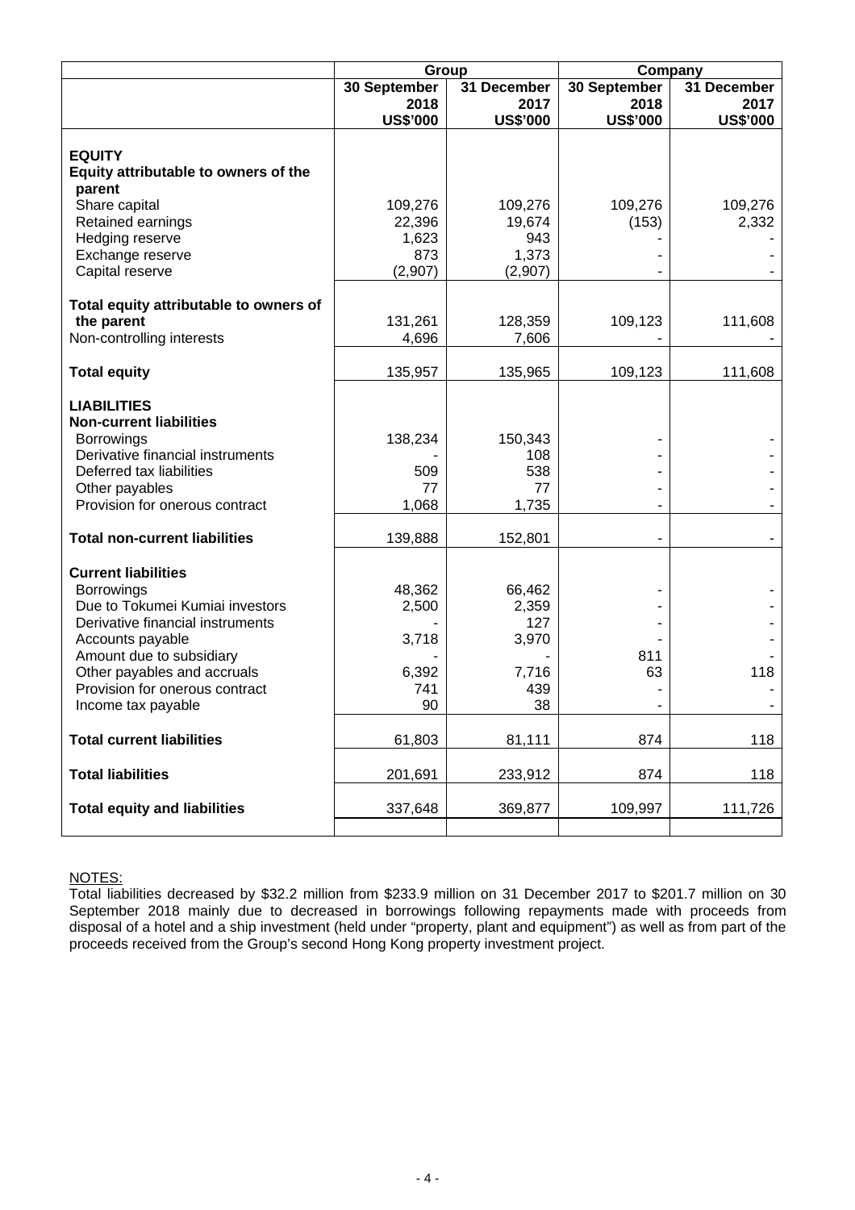| | Group | | Company | |
|---|---|---|---|---|
| | 30 September 2018 US$'000 | 31 December 2017 US$'000 | 30 September 2018 US$'000 | 31 December 2017 US$'000 |
| **EQUITY** | | | | |
| **Equity attributable to owners of the parent** | | | | |
| Share capital | 109,276 | 109,276 | 109,276 | 109,276 |
| Retained earnings | 22,396 | 19,674 | (153) | 2,332 |
| Hedging reserve | 1,623 | 943 | - | - |
| Exchange reserve | 873 | 1,373 | - | - |
| Capital reserve | (2,907) | (2,907) | - | - |
| **Total equity attributable to owners of the parent** | 131,261 | 128,359 | 109,123 | 111,608 |
| Non-controlling interests | 4,696 | 7,606 | - | - |
| **Total equity** | 135,957 | 135,965 | 109,123 | 111,608 |
| **LIABILITIES** | | | | |
| **Non-current liabilities** | | | | |
| Borrowings | 138,234 | 150,343 | - | - |
| Derivative financial instruments | - | 108 | - | - |
| Deferred tax liabilities | 509 | 538 | - | - |
| Other payables | 77 | 77 | - | - |
| Provision for onerous contract | 1,068 | 1,735 | - | - |
| **Total non-current liabilities** | 139,888 | 152,801 | - | - |
| **Current liabilities** | | | | |
| Borrowings | 48,362 | 66,462 | - | - |
| Due to Tokumei Kumiai investors | 2,500 | 2,359 | - | - |
| Derivative financial instruments | - | 127 | - | - |
| Accounts payable | 3,718 | 3,970 | - | - |
| Amount due to subsidiary | - | - | 811 | - |
| Other payables and accruals | 6,392 | 7,716 | 63 | 118 |
| Provision for onerous contract | 741 | 439 | - | - |
| Income tax payable | 90 | 38 | - | - |
| **Total current liabilities** | 61,803 | 81,111 | 874 | 118 |
| **Total liabilities** | 201,691 | 233,912 | 874 | 118 |
| **Total equity and liabilities** | 337,648 | 369,877 | 109,997 | 111,726 |

NOTES:

Total liabilities decreased by $32.2 million from $233.9 million on 31 December 2017 to $201.7 million on 30 September 2018 mainly due to decreased in borrowings following repayments made with proceeds from disposal of a hotel and a ship investment (held under "property, plant and equipment") as well as from part of the proceeds received from the Group's second Hong Kong property investment project.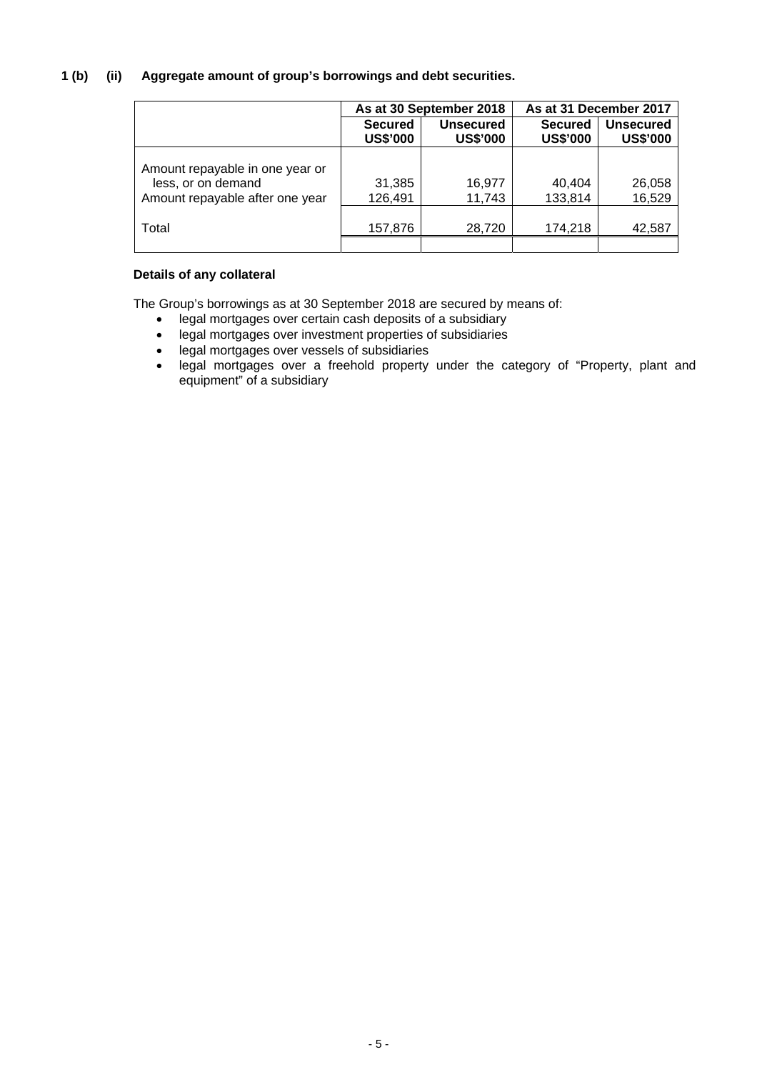### 1 (b) (ii) Aggregate amount of group's borrowings and debt securities.

| | As at 30 September 2018 | | As at 31 December 2017 | |
|---|---|---|---|---|
| | **Secured US$'000** | **Unsecured US$'000** | **Secured US$'000** | **Unsecured US$'000** |
| Amount repayable in one year or less, or on demand | 31,385 | 16,977 | 40,404 | 26,058 |
| Amount repayable after one year | 126,491 | 11,743 | 133,814 | 16,529 |
| Total | 157,876 | 28,720 | 174,218 | 42,587 |

**Details of any collateral**

The Group's borrowings as at 30 September 2018 are secured by means of:

- legal mortgages over certain cash deposits of a subsidiary
- legal mortgages over investment properties of subsidiaries
- legal mortgages over vessels of subsidiaries
- legal mortgages over a freehold property under the category of "Property, plant and equipment" of a subsidiary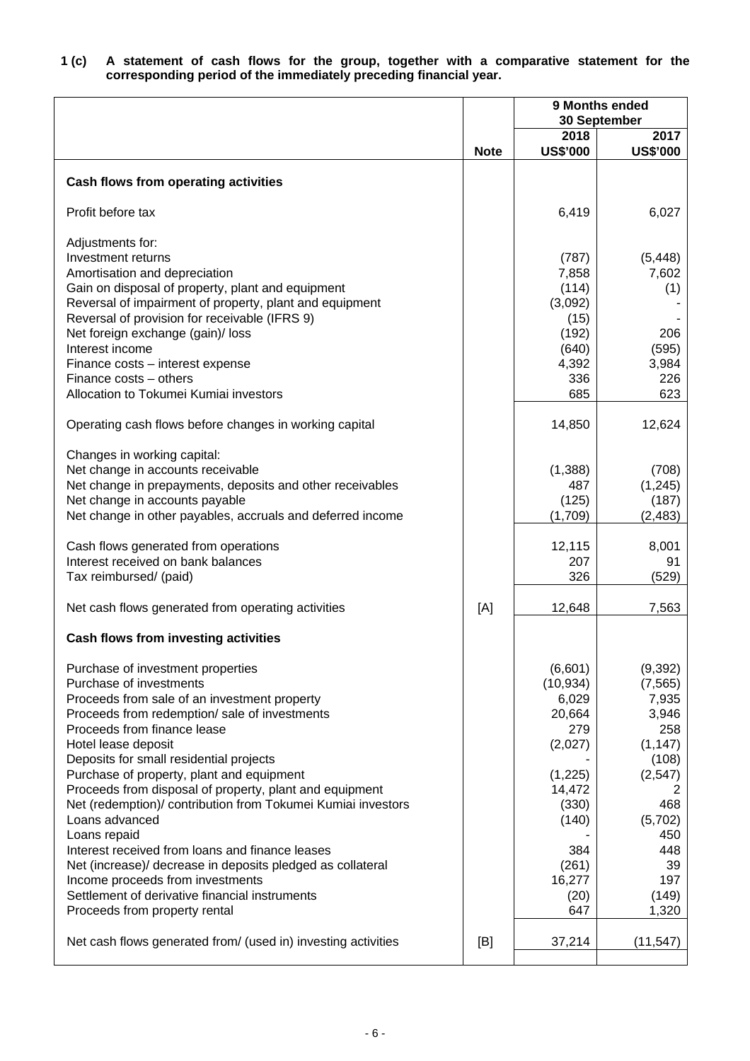**1 (c) A statement of cash flows for the group, together with a comparative statement for the corresponding period of the immediately preceding financial year.**

| | | 9 Months ended 30 September | |
|---|---|---|---|
| | **Note** | **2018 US$'000** | **2017 US$'000** |
| **Cash flows from operating activities** | | | |
| Profit before tax | | 6,419 | 6,027 |
| Adjustments for: | | | |
| Investment returns | | (787) | (5,448) |
| Amortisation and depreciation | | 7,858 | 7,602 |
| Gain on disposal of property, plant and equipment | | (114) | (1) |
| Reversal of impairment of property, plant and equipment | | (3,092) | - |
| Reversal of provision for receivable (IFRS 9) | | (15) | - |
| Net foreign exchange (gain)/ loss | | (192) | 206 |
| Interest income | | (640) | (595) |
| Finance costs – interest expense | | 4,392 | 3,984 |
| Finance costs – others | | 336 | 226 |
| Allocation to Tokumei Kumiai investors | | 685 | 623 |
| Operating cash flows before changes in working capital | | 14,850 | 12,624 |
| Changes in working capital: | | | |
| Net change in accounts receivable | | (1,388) | (708) |
| Net change in prepayments, deposits and other receivables | | 487 | (1,245) |
| Net change in accounts payable | | (125) | (187) |
| Net change in other payables, accruals and deferred income | | (1,709) | (2,483) |
| Cash flows generated from operations | | 12,115 | 8,001 |
| Interest received on bank balances | | 207 | 91 |
| Tax reimbursed/ (paid) | | 326 | (529) |
| Net cash flows generated from operating activities | [A] | 12,648 | 7,563 |
| **Cash flows from investing activities** | | | |
| Purchase of investment properties | | (6,601) | (9,392) |
| Purchase of investments | | (10,934) | (7,565) |
| Proceeds from sale of an investment property | | 6,029 | 7,935 |
| Proceeds from redemption/ sale of investments | | 20,664 | 3,946 |
| Proceeds from finance lease | | 279 | 258 |
| Hotel lease deposit | | (2,027) | (1,147) |
| Deposits for small residential projects | | - | (108) |
| Purchase of property, plant and equipment | | (1,225) | (2,547) |
| Proceeds from disposal of property, plant and equipment | | 14,472 | 2 |
| Net (redemption)/ contribution from Tokumei Kumiai investors | | (330) | 468 |
| Loans advanced | | (140) | (5,702) |
| Loans repaid | | - | 450 |
| Interest received from loans and finance leases | | 384 | 448 |
| Net (increase)/ decrease in deposits pledged as collateral | | (261) | 39 |
| Income proceeds from investments | | 16,277 | 197 |
| Settlement of derivative financial instruments | | (20) | (149) |
| Proceeds from property rental | | 647 | 1,320 |
| Net cash flows generated from/ (used in) investing activities | [B] | 37,214 | (11,547) |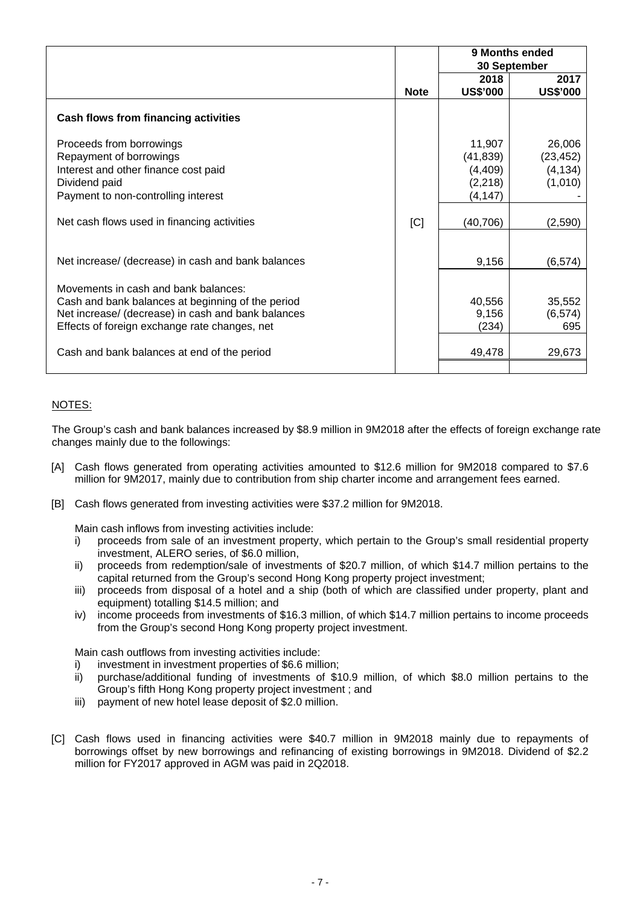| | Note | 9 Months ended 30 September | |
|---|---|---|---|
| | | 2018 | 2017 |
| | | US$'000 | US$'000 |
| **Cash flows from financing activities** | | | |
| Proceeds from borrowings | | 11,907 | 26,006 |
| Repayment of borrowings | | (41,839) | (23,452) |
| Interest and other finance cost paid | | (4,409) | (4,134) |
| Dividend paid | | (2,218) | (1,010) |
| Payment to non-controlling interest | | (4,147) | - |
| Net cash flows used in financing activities | [C] | (40,706) | (2,590) |
| Net increase/ (decrease) in cash and bank balances | | 9,156 | (6,574) |
| Movements in cash and bank balances: | | | |
| Cash and bank balances at beginning of the period | | 40,556 | 35,552 |
| Net increase/ (decrease) in cash and bank balances | | 9,156 | (6,574) |
| Effects of foreign exchange rate changes, net | | (234) | 695 |
| Cash and bank balances at end of the period | | 49,478 | 29,673 |

NOTES:

The Group's cash and bank balances increased by $8.9 million in 9M2018 after the effects of foreign exchange rate changes mainly due to the followings:

[A] Cash flows generated from operating activities amounted to $12.6 million for 9M2018 compared to $7.6 million for 9M2017, mainly due to contribution from ship charter income and arrangement fees earned.

[B] Cash flows generated from investing activities were $37.2 million for 9M2018.

Main cash inflows from investing activities include:

i) proceeds from sale of an investment property, which pertain to the Group's small residential property investment, ALERO series, of $6.0 million,
ii) proceeds from redemption/sale of investments of $20.7 million, of which $14.7 million pertains to the capital returned from the Group's second Hong Kong property project investment;
iii) proceeds from disposal of a hotel and a ship (both of which are classified under property, plant and equipment) totalling $14.5 million; and
iv) income proceeds from investments of $16.3 million, of which $14.7 million pertains to income proceeds from the Group's second Hong Kong property project investment.

Main cash outflows from investing activities include:

i) investment in investment properties of $6.6 million;
ii) purchase/additional funding of investments of $10.9 million, of which $8.0 million pertains to the Group's fifth Hong Kong property project investment ; and
iii) payment of new hotel lease deposit of $2.0 million.

[C] Cash flows used in financing activities were $40.7 million in 9M2018 mainly due to repayments of borrowings offset by new borrowings and refinancing of existing borrowings in 9M2018. Dividend of $2.2 million for FY2017 approved in AGM was paid in 2Q2018.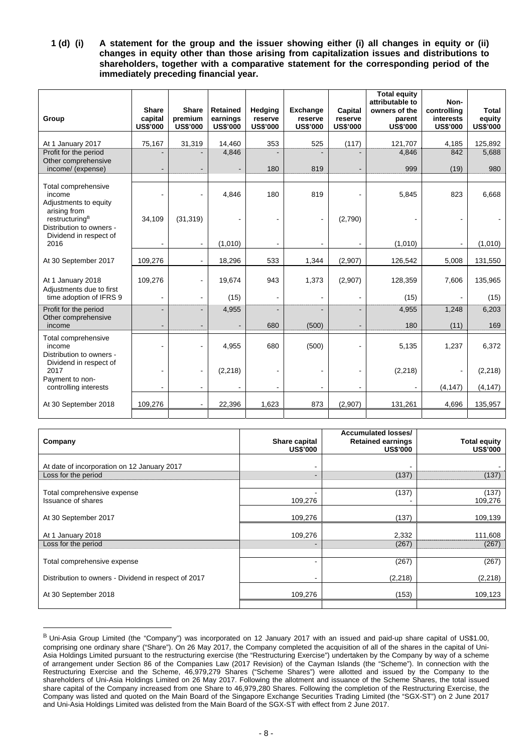**1 (d) (i) A statement for the group and the issuer showing either (i) all changes in equity or (ii) changes in equity other than those arising from capitalization issues and distributions to shareholders, together with a comparative statement for the corresponding period of the immediately preceding financial year.**

| Group | Share capital US$'000 | Share premium US$'000 | Retained earnings US$'000 | Hedging reserve US$'000 | Exchange reserve US$'000 | Capital reserve US$'000 | Total equity attributable to owners of the parent US$'000 | Non-controlling interests US$'000 | Total equity US$'000 |
|---|---|---|---|---|---|---|---|---|---|
| At 1 January 2017 | 75,167 | 31,319 | 14,460 | 353 | 525 | (117) | 121,707 | 4,185 | 125,892 |
| Profit for the period | - | - | 4,846 | - | - | - | 4,846 | 842 | 5,688 |
| Other comprehensive income/ (expense) | - | - | - | 180 | 819 | - | 999 | (19) | 980 |
| Total comprehensive income | - | - | 4,846 | 180 | 819 | - | 5,845 | 823 | 6,668 |
| Adjustments to equity arising from restructuring[B] | 34,109 | (31,319) | - | - | - | (2,790) | - | - | - |
| Distribution to owners - Dividend in respect of 2016 | - | - | (1,010) | - | - | - | (1,010) | - | (1,010) |
| At 30 September 2017 | 109,276 | - | 18,296 | 533 | 1,344 | (2,907) | 126,542 | 5,008 | 131,550 |
| At 1 January 2018 | 109,276 | - | 19,674 | 943 | 1,373 | (2,907) | 128,359 | 7,606 | 135,965 |
| Adjustments due to first time adoption of IFRS 9 | - | - | (15) | - | - | - | (15) | - | (15) |
| Profit for the period | - | - | 4,955 | - | - | - | 4,955 | 1,248 | 6,203 |
| Other comprehensive income | - | - | - | 680 | (500) | - | 180 | (11) | 169 |
| Total comprehensive income | - | - | 4,955 | 680 | (500) | - | 5,135 | 1,237 | 6,372 |
| Distribution to owners - Dividend in respect of 2017 | - | - | (2,218) | - | - | - | (2,218) | - | (2,218) |
| Payment to non-controlling interests | - | - | - | - | - | - | - | (4,147) | (4,147) |
| At 30 September 2018 | 109,276 | - | 22,396 | 1,623 | 873 | (2,907) | 131,261 | 4,696 | 135,957 |

| Company | Share capital US$'000 | Accumulated losses/ Retained earnings US$'000 | Total equity US$'000 |
|---|---|---|---|
| At date of incorporation on 12 January 2017 | - | - | - |
| Loss for the period | - | (137) | (137) |
| Total comprehensive expense | - | (137) | (137) |
| Issuance of shares | 109,276 | - | 109,276 |
| At 30 September 2017 | 109,276 | (137) | 109,139 |
| At 1 January 2018 | 109,276 | 2,332 | 111,608 |
| Loss for the period | - | (267) | (267) |
| Total comprehensive expense | - | (267) | (267) |
| Distribution to owners - Dividend in respect of 2017 | - | (2,218) | (2,218) |
| At 30 September 2018 | 109,276 | (153) | 109,123 |

[B] Uni-Asia Group Limited (the "Company") was incorporated on 12 January 2017 with an issued and paid-up share capital of US$1.00, comprising one ordinary share ("Share"). On 26 May 2017, the Company completed the acquisition of all of the shares in the capital of Uni-Asia Holdings Limited pursuant to the restructuring exercise (the "Restructuring Exercise") undertaken by the Company by way of a scheme of arrangement under Section 86 of the Companies Law (2017 Revision) of the Cayman Islands (the "Scheme"). In connection with the Restructuring Exercise and the Scheme, 46,979,279 Shares ("Scheme Shares") were allotted and issued by the Company to the shareholders of Uni-Asia Holdings Limited on 26 May 2017. Following the allotment and issuance of the Scheme Shares, the total issued share capital of the Company increased from one Share to 46,979,280 Shares. Following the completion of the Restructuring Exercise, the Company was listed and quoted on the Main Board of the Singapore Exchange Securities Trading Limited (the "SGX-ST") on 2 June 2017 and Uni-Asia Holdings Limited was delisted from the Main Board of the SGX-ST with effect from 2 June 2017.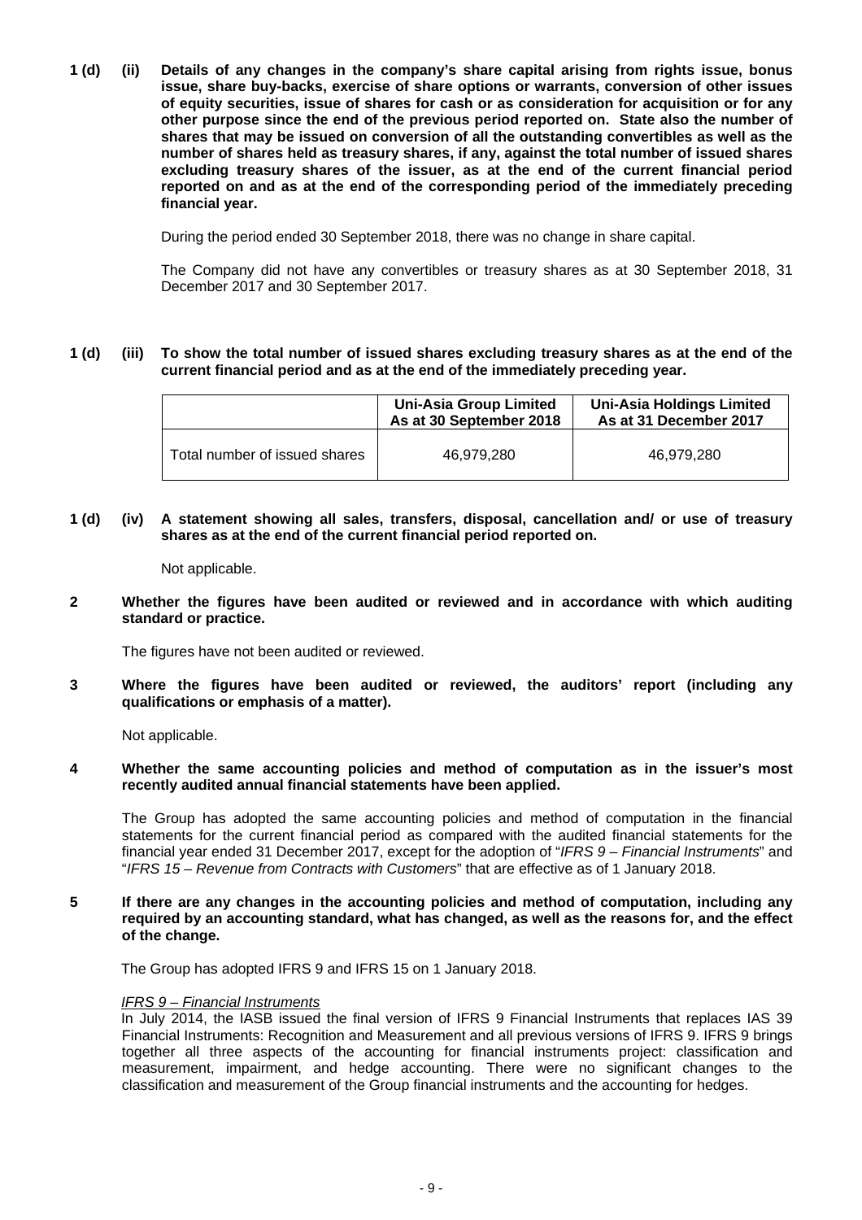**1 (d) (ii) Details of any changes in the company's share capital arising from rights issue, bonus issue, share buy-backs, exercise of share options or warrants, conversion of other issues of equity securities, issue of shares for cash or as consideration for acquisition or for any other purpose since the end of the previous period reported on. State also the number of shares that may be issued on conversion of all the outstanding convertibles as well as the number of shares held as treasury shares, if any, against the total number of issued shares excluding treasury shares of the issuer, as at the end of the current financial period reported on and as at the end of the corresponding period of the immediately preceding financial year.**

During the period ended 30 September 2018, there was no change in share capital.

The Company did not have any convertibles or treasury shares as at 30 September 2018, 31 December 2017 and 30 September 2017.

**1 (d) (iii) To show the total number of issued shares excluding treasury shares as at the end of the current financial period and as at the end of the immediately preceding year.**

| | Uni-Asia Group Limited As at 30 September 2018 | Uni-Asia Holdings Limited As at 31 December 2017 |
|---|---|---|
| Total number of issued shares | 46,979,280 | 46,979,280 |

**1 (d) (iv) A statement showing all sales, transfers, disposal, cancellation and/ or use of treasury shares as at the end of the current financial period reported on.**

Not applicable.

**2 Whether the figures have been audited or reviewed and in accordance with which auditing standard or practice.**

The figures have not been audited or reviewed.

**3 Where the figures have been audited or reviewed, the auditors' report (including any qualifications or emphasis of a matter).**

Not applicable.

**4 Whether the same accounting policies and method of computation as in the issuer's most recently audited annual financial statements have been applied.**

The Group has adopted the same accounting policies and method of computation in the financial statements for the current financial period as compared with the audited financial statements for the financial year ended 31 December 2017, except for the adoption of "*IFRS 9 – Financial Instruments*" and "*IFRS 15 – Revenue from Contracts with Customers*" that are effective as of 1 January 2018.

**5 If there are any changes in the accounting policies and method of computation, including any required by an accounting standard, what has changed, as well as the reasons for, and the effect of the change.**

The Group has adopted IFRS 9 and IFRS 15 on 1 January 2018.

*IFRS 9 – Financial Instruments*

In July 2014, the IASB issued the final version of IFRS 9 Financial Instruments that replaces IAS 39 Financial Instruments: Recognition and Measurement and all previous versions of IFRS 9. IFRS 9 brings together all three aspects of the accounting for financial instruments project: classification and measurement, impairment, and hedge accounting. There were no significant changes to the classification and measurement of the Group financial instruments and the accounting for hedges.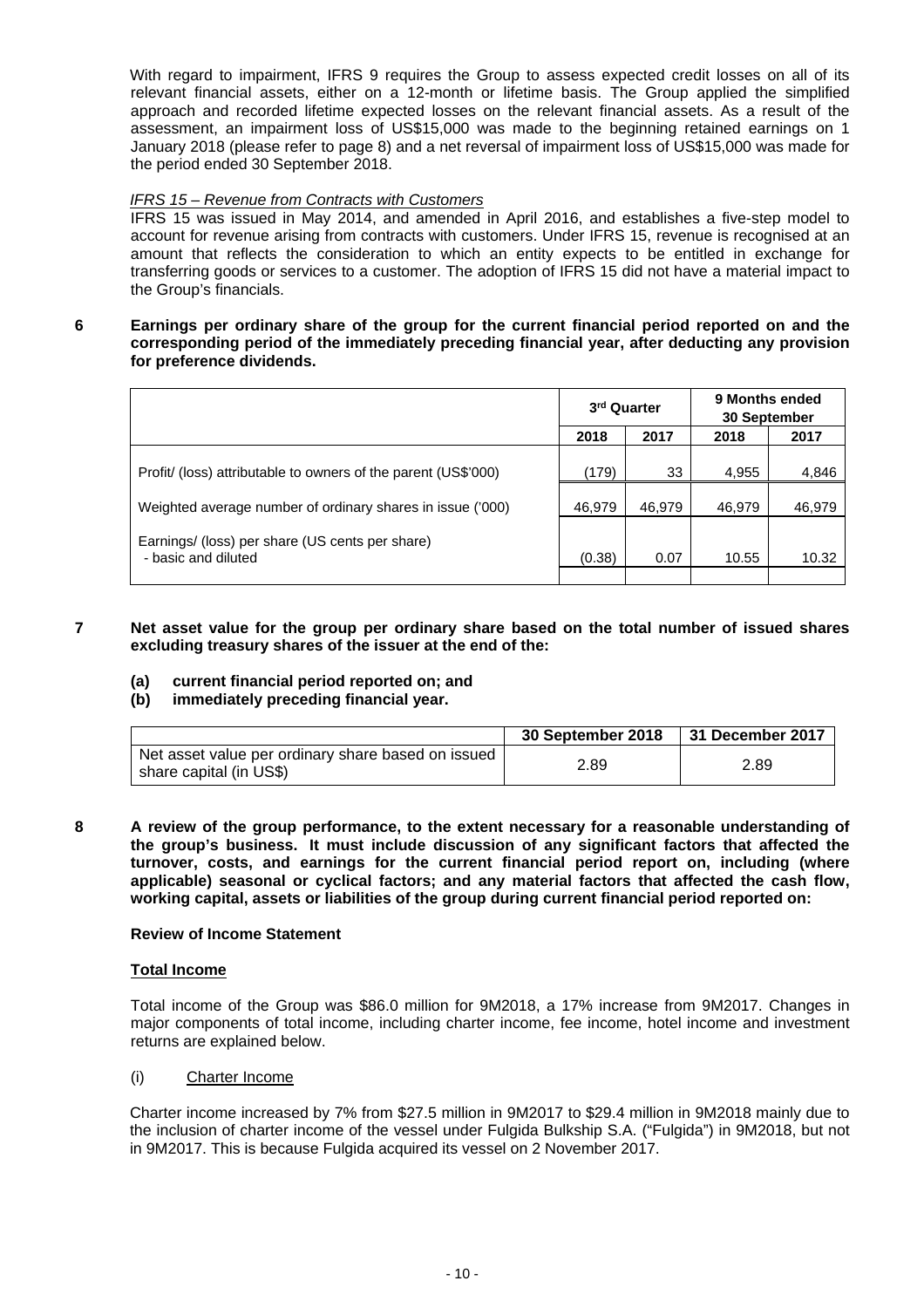With regard to impairment, IFRS 9 requires the Group to assess expected credit losses on all of its relevant financial assets, either on a 12-month or lifetime basis. The Group applied the simplified approach and recorded lifetime expected losses on the relevant financial assets. As a result of the assessment, an impairment loss of US$15,000 was made to the beginning retained earnings on 1 January 2018 (please refer to page 8) and a net reversal of impairment loss of US$15,000 was made for the period ended 30 September 2018.

*IFRS 15 – Revenue from Contracts with Customers*

IFRS 15 was issued in May 2014, and amended in April 2016, and establishes a five-step model to account for revenue arising from contracts with customers. Under IFRS 15, revenue is recognised at an amount that reflects the consideration to which an entity expects to be entitled in exchange for transferring goods or services to a customer. The adoption of IFRS 15 did not have a material impact to the Group's financials.

**6 Earnings per ordinary share of the group for the current financial period reported on and the corresponding period of the immediately preceding financial year, after deducting any provision for preference dividends.**

| | 3rd Quarter | | 9 Months ended 30 September | |
|---|---|---|---|---|
| | 2018 | 2017 | 2018 | 2017 |
| Profit/ (loss) attributable to owners of the parent (US$'000) | (179) | 33 | 4,955 | 4,846 |
| Weighted average number of ordinary shares in issue ('000) | 46,979 | 46,979 | 46,979 | 46,979 |
| Earnings/ (loss) per share (US cents per share)<br>- basic and diluted | (0.38) | 0.07 | 10.55 | 10.32 |

**7 Net asset value for the group per ordinary share based on the total number of issued shares excluding treasury shares of the issuer at the end of the:**

**(a) current financial period reported on; and**
**(b) immediately preceding financial year.**

| | 30 September 2018 | 31 December 2017 |
|---|---|---|
| Net asset value per ordinary share based on issued share capital (in US$) | 2.89 | 2.89 |

**8 A review of the group performance, to the extent necessary for a reasonable understanding of the group's business. It must include discussion of any significant factors that affected the turnover, costs, and earnings for the current financial period report on, including (where applicable) seasonal or cyclical factors; and any material factors that affected the cash flow, working capital, assets or liabilities of the group during current financial period reported on:**

**Review of Income Statement**

**Total Income**

Total income of the Group was $86.0 million for 9M2018, a 17% increase from 9M2017. Changes in major components of total income, including charter income, fee income, hotel income and investment returns are explained below.

(i) Charter Income

Charter income increased by 7% from $27.5 million in 9M2017 to $29.4 million in 9M2018 mainly due to the inclusion of charter income of the vessel under Fulgida Bulkship S.A. ("Fulgida") in 9M2018, but not in 9M2017. This is because Fulgida acquired its vessel on 2 November 2017.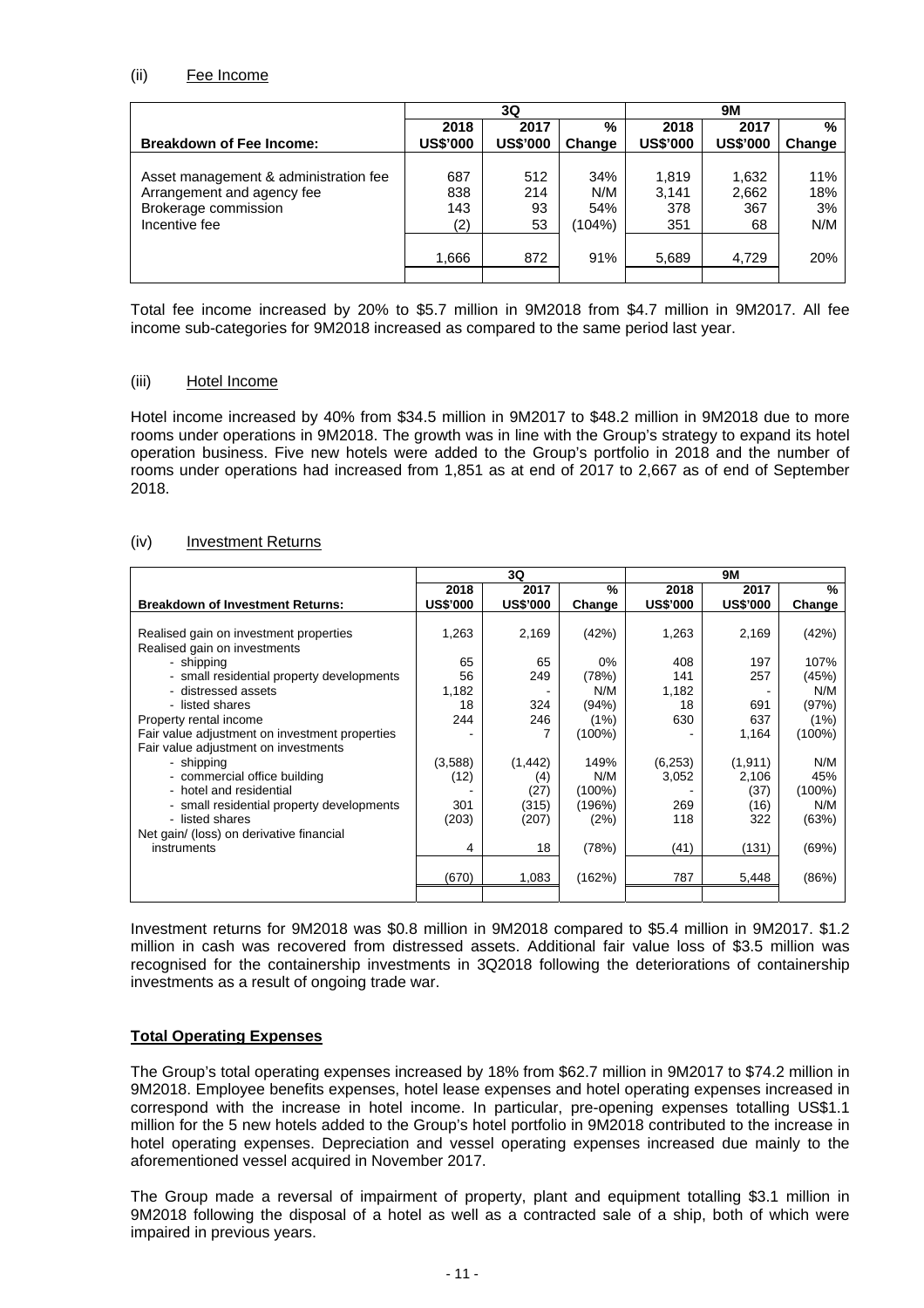(ii) Fee Income

| | 3Q | | | 9M | | |
|---|---|---|---|---|---|---|
| | 2018 | 2017 | % | 2018 | 2017 | % |
| **Breakdown of Fee Income:** | **US$'000** | **US$'000** | **Change** | **US$'000** | **US$'000** | **Change** |
| Asset management & administration fee | 687 | 512 | 34% | 1,819 | 1,632 | 11% |
| Arrangement and agency fee | 838 | 214 | N/M | 3,141 | 2,662 | 18% |
| Brokerage commission | 143 | 93 | 54% | 378 | 367 | 3% |
| Incentive fee | (2) | 53 | (104%) | 351 | 68 | N/M |
| | 1,666 | 872 | 91% | 5,689 | 4,729 | 20% |

Total fee income increased by 20% to $5.7 million in 9M2018 from $4.7 million in 9M2017. All fee income sub-categories for 9M2018 increased as compared to the same period last year.

(iii) Hotel Income

Hotel income increased by 40% from $34.5 million in 9M2017 to $48.2 million in 9M2018 due to more rooms under operations in 9M2018. The growth was in line with the Group's strategy to expand its hotel operation business. Five new hotels were added to the Group's portfolio in 2018 and the number of rooms under operations had increased from 1,851 as at end of 2017 to 2,667 as of end of September 2018.

(iv) Investment Returns

| | 3Q | | | 9M | | |
|---|---|---|---|---|---|---|
| | 2018 | 2017 | % | 2018 | 2017 | % |
| **Breakdown of Investment Returns:** | **US$'000** | **US$'000** | **Change** | **US$'000** | **US$'000** | **Change** |
| Realised gain on investment properties | 1,263 | 2,169 | (42%) | 1,263 | 2,169 | (42%) |
| Realised gain on investments | | | | | | |
| - shipping | 65 | 65 | 0% | 408 | 197 | 107% |
| - small residential property developments | 56 | 249 | (78%) | 141 | 257 | (45%) |
| - distressed assets | 1,182 | - | N/M | 1,182 | - | N/M |
| - listed shares | 18 | 324 | (94%) | 18 | 691 | (97%) |
| Property rental income | 244 | 246 | (1%) | 630 | 637 | (1%) |
| Fair value adjustment on investment properties | - | 7 | (100%) | - | 1,164 | (100%) |
| Fair value adjustment on investments | | | | | | |
| - shipping | (3,588) | (1,442) | 149% | (6,253) | (1,911) | N/M |
| - commercial office building | (12) | (4) | N/M | 3,052 | 2,106 | 45% |
| - hotel and residential | - | (27) | (100%) | - | (37) | (100%) |
| - small residential property developments | 301 | (315) | (196%) | 269 | (16) | N/M |
| - listed shares | (203) | (207) | (2%) | 118 | 322 | (63%) |
| Net gain/ (loss) on derivative financial instruments | 4 | 18 | (78%) | (41) | (131) | (69%) |
| | (670) | 1,083 | (162%) | 787 | 5,448 | (86%) |

Investment returns for 9M2018 was $0.8 million in 9M2018 compared to $5.4 million in 9M2017. $1.2 million in cash was recovered from distressed assets. Additional fair value loss of $3.5 million was recognised for the containership investments in 3Q2018 following the deteriorations of containership investments as a result of ongoing trade war.

**Total Operating Expenses**

The Group's total operating expenses increased by 18% from $62.7 million in 9M2017 to $74.2 million in 9M2018. Employee benefits expenses, hotel lease expenses and hotel operating expenses increased in correspond with the increase in hotel income. In particular, pre-opening expenses totalling US$1.1 million for the 5 new hotels added to the Group's hotel portfolio in 9M2018 contributed to the increase in hotel operating expenses. Depreciation and vessel operating expenses increased due mainly to the aforementioned vessel acquired in November 2017.

The Group made a reversal of impairment of property, plant and equipment totalling $3.1 million in 9M2018 following the disposal of a hotel as well as a contracted sale of a ship, both of which were impaired in previous years.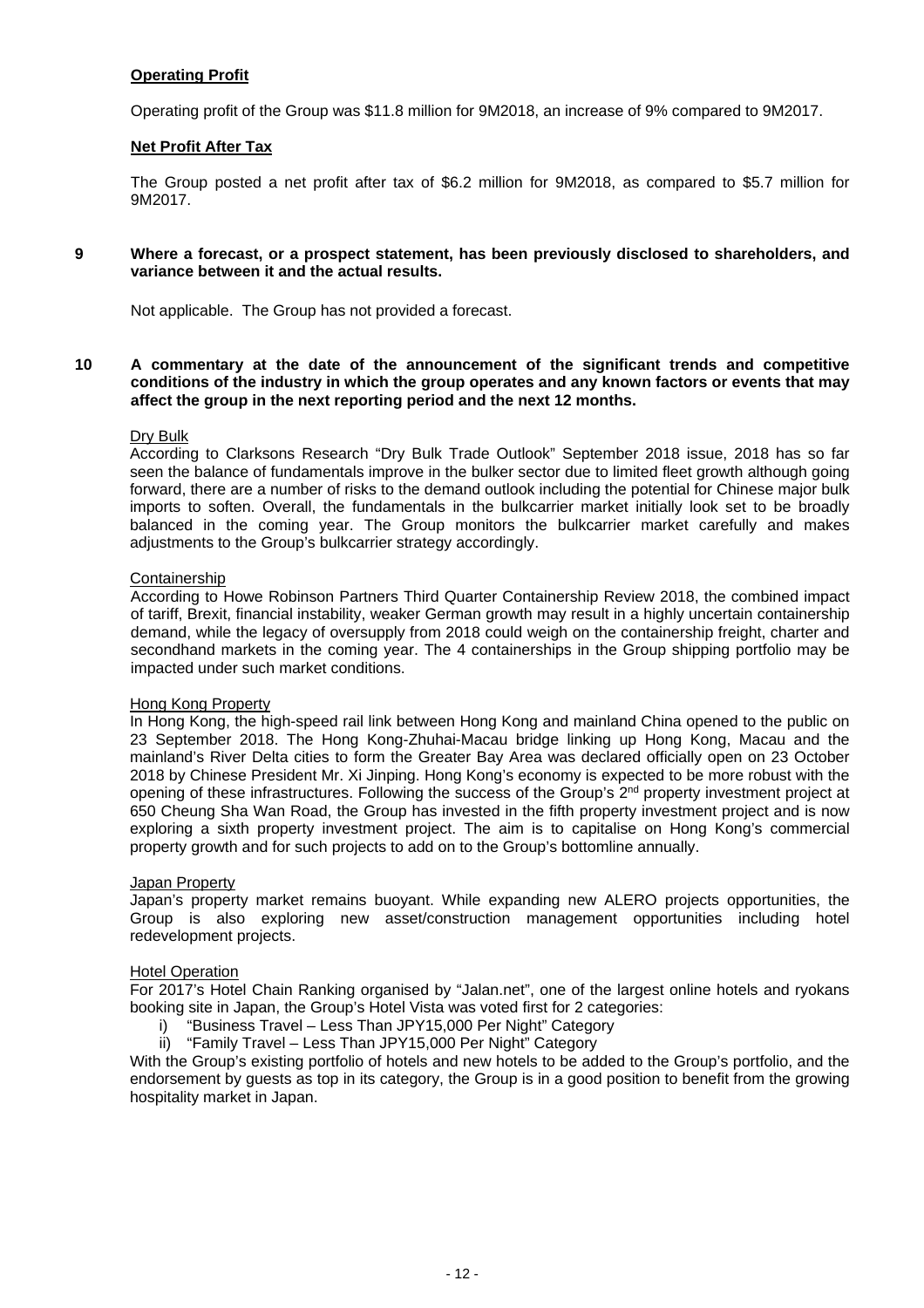**Operating Profit**

Operating profit of the Group was $11.8 million for 9M2018, an increase of 9% compared to 9M2017.

**Net Profit After Tax**

The Group posted a net profit after tax of $6.2 million for 9M2018, as compared to $5.7 million for 9M2017.

**9 Where a forecast, or a prospect statement, has been previously disclosed to shareholders, and variance between it and the actual results.**

Not applicable. The Group has not provided a forecast.

**10 A commentary at the date of the announcement of the significant trends and competitive conditions of the industry in which the group operates and any known factors or events that may affect the group in the next reporting period and the next 12 months.**

Dry Bulk

According to Clarksons Research "Dry Bulk Trade Outlook" September 2018 issue, 2018 has so far seen the balance of fundamentals improve in the bulker sector due to limited fleet growth although going forward, there are a number of risks to the demand outlook including the potential for Chinese major bulk imports to soften. Overall, the fundamentals in the bulkcarrier market initially look set to be broadly balanced in the coming year. The Group monitors the bulkcarrier market carefully and makes adjustments to the Group's bulkcarrier strategy accordingly.

Containership

According to Howe Robinson Partners Third Quarter Containership Review 2018, the combined impact of tariff, Brexit, financial instability, weaker German growth may result in a highly uncertain containership demand, while the legacy of oversupply from 2018 could weigh on the containership freight, charter and secondhand markets in the coming year. The 4 containerships in the Group shipping portfolio may be impacted under such market conditions.

Hong Kong Property

In Hong Kong, the high-speed rail link between Hong Kong and mainland China opened to the public on 23 September 2018. The Hong Kong-Zhuhai-Macau bridge linking up Hong Kong, Macau and the mainland's River Delta cities to form the Greater Bay Area was declared officially open on 23 October 2018 by Chinese President Mr. Xi Jinping. Hong Kong's economy is expected to be more robust with the opening of these infrastructures. Following the success of the Group's 2nd property investment project at 650 Cheung Sha Wan Road, the Group has invested in the fifth property investment project and is now exploring a sixth property investment project. The aim is to capitalise on Hong Kong's commercial property growth and for such projects to add on to the Group's bottomline annually.

Japan Property

Japan's property market remains buoyant. While expanding new ALERO projects opportunities, the Group is also exploring new asset/construction management opportunities including hotel redevelopment projects.

Hotel Operation

For 2017's Hotel Chain Ranking organised by "Jalan.net", one of the largest online hotels and ryokans booking site in Japan, the Group's Hotel Vista was voted first for 2 categories:

i) "Business Travel – Less Than JPY15,000 Per Night" Category
ii) "Family Travel – Less Than JPY15,000 Per Night" Category

With the Group's existing portfolio of hotels and new hotels to be added to the Group's portfolio, and the endorsement by guests as top in its category, the Group is in a good position to benefit from the growing hospitality market in Japan.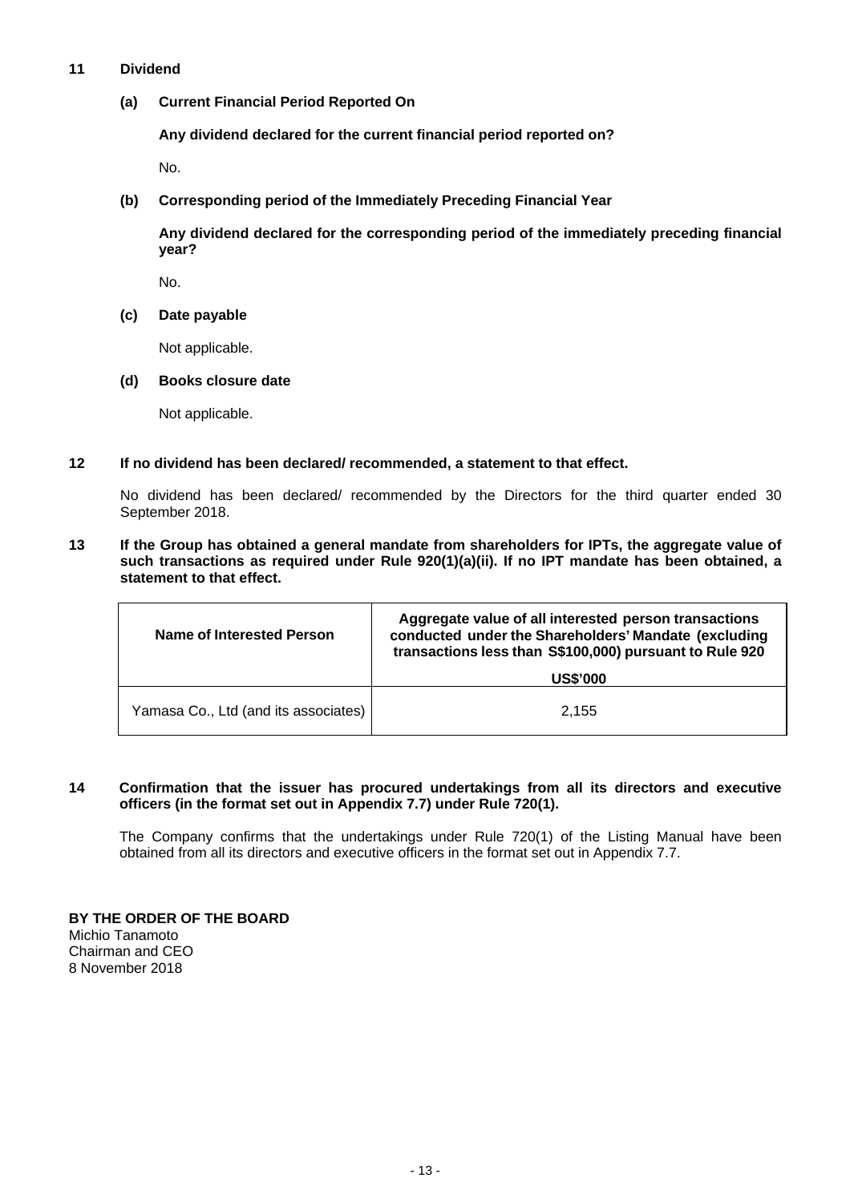## 11 Dividend

### (a) Current Financial Period Reported On

**Any dividend declared for the current financial period reported on?**

No.

### (b) Corresponding period of the Immediately Preceding Financial Year

**Any dividend declared for the corresponding period of the immediately preceding financial year?**

No.

### (c) Date payable

Not applicable.

### (d) Books closure date

Not applicable.

## 12 If no dividend has been declared/ recommended, a statement to that effect.

No dividend has been declared/ recommended by the Directors for the third quarter ended 30 September 2018.

## 13 If the Group has obtained a general mandate from shareholders for IPTs, the aggregate value of such transactions as required under Rule 920(1)(a)(ii). If no IPT mandate has been obtained, a statement to that effect.

| Name of Interested Person | Aggregate value of all interested person transactions conducted under the Shareholders' Mandate (excluding transactions less than S$100,000) pursuant to Rule 920 |
|---|---|
| | **US$'000** |
| Yamasa Co., Ltd (and its associates) | 2,155 |

## 14 Confirmation that the issuer has procured undertakings from all its directors and executive officers (in the format set out in Appendix 7.7) under Rule 720(1).

The Company confirms that the undertakings under Rule 720(1) of the Listing Manual have been obtained from all its directors and executive officers in the format set out in Appendix 7.7.

**BY THE ORDER OF THE BOARD**
Michio Tanamoto
Chairman and CEO
8 November 2018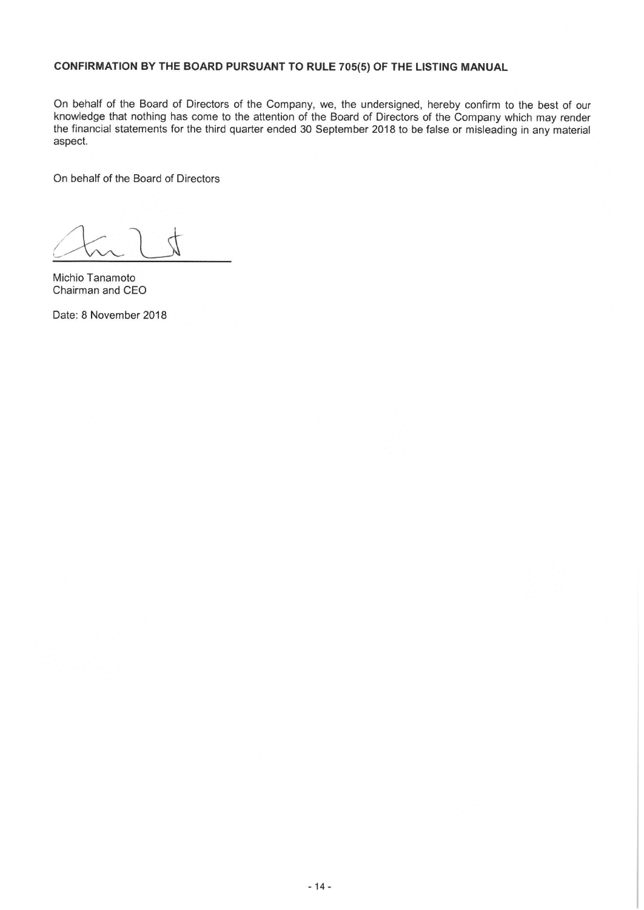## CONFIRMATION BY THE BOARD PURSUANT TO RULE 705(5) OF THE LISTING MANUAL

On behalf of the Board of Directors of the Company, we, the undersigned, hereby confirm to the best of our knowledge that nothing has come to the attention of the Board of Directors of the Company which may render the financial statements for the third quarter ended 30 September 2018 to be false or misleading in any material aspect.

On behalf of the Board of Directors

Michio Tanamoto
Chairman and CEO

Date: 8 November 2018